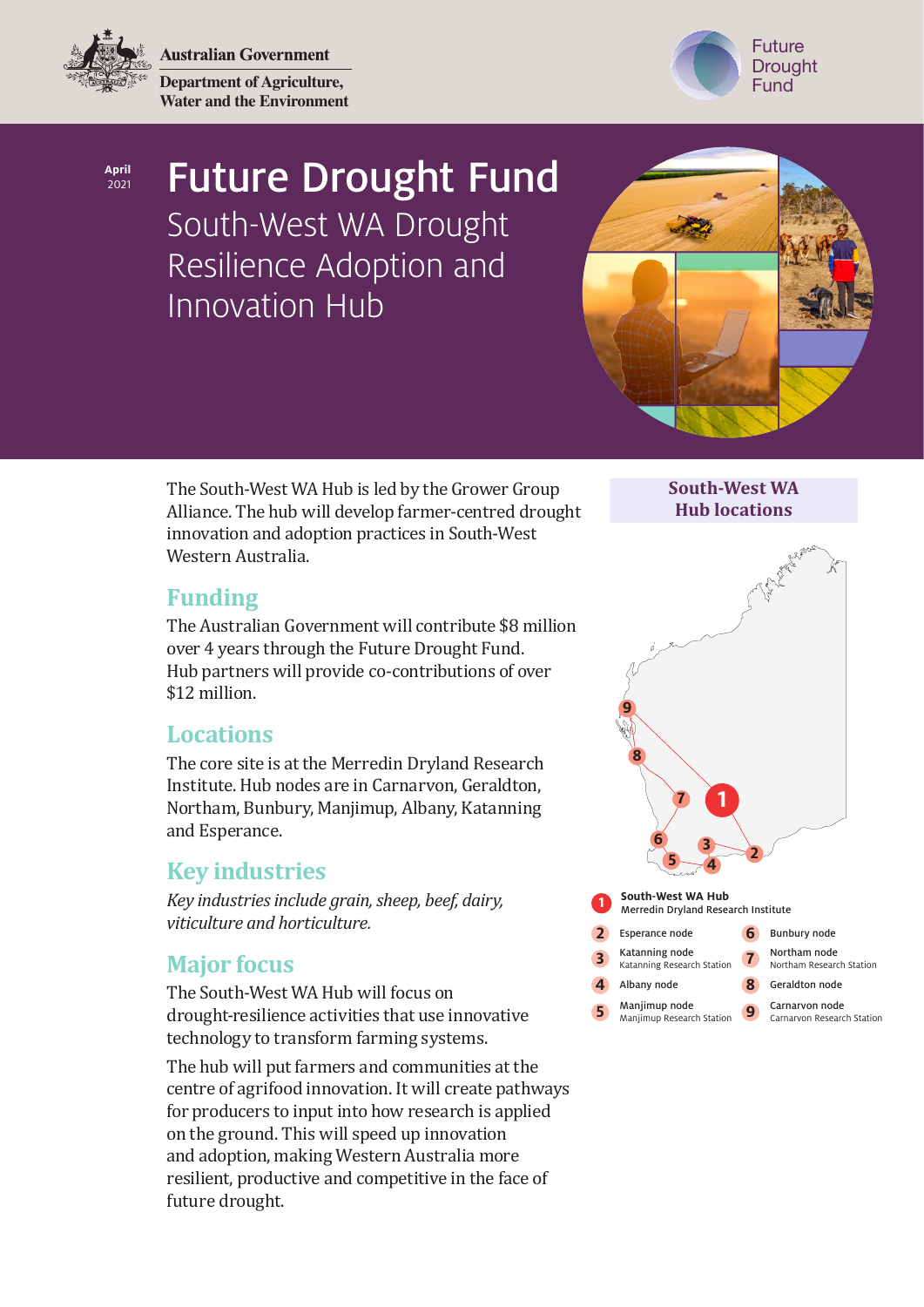Australian Government
Department of Agriculture, Water and the Environment

Future Drought Fund

April 2021

# Future Drought Fund

## South-West WA Drought Resilience Adoption and Innovation Hub

The South-West WA Hub is led by the Grower Group Alliance. The hub will develop farmer-centred drought innovation and adoption practices in South-West Western Australia.

## Funding

The Australian Government will contribute $8 million over 4 years through the Future Drought Fund. Hub partners will provide co-contributions of over $12 million.

## Locations

The core site is at the Merredin Dryland Research Institute. Hub nodes are in Carnarvon, Geraldton, Northam, Bunbury, Manjimup, Albany, Katanning and Esperance.

## Key industries

*Key industries include grain, sheep, beef, dairy, viticulture and horticulture.*

## Major focus

The South-West WA Hub will focus on drought-resilience activities that use innovative technology to transform farming systems.

The hub will put farmers and communities at the centre of agrifood innovation. It will create pathways for producers to input into how research is applied on the ground. This will speed up innovation and adoption, making Western Australia more resilient, productive and competitive in the face of future drought.

### South-West WA Hub locations

1. **South-West WA Hub** – Merredin Dryland Research Institute
2. Esperance node
3. Katanning node – Katanning Research Station
4. Albany node
5. Manjimup node – Manjimup Research Station
6. Bunbury node
7. Northam node – Northam Research Station
8. Geraldton node
9. Carnarvon node – Carnarvon Research Station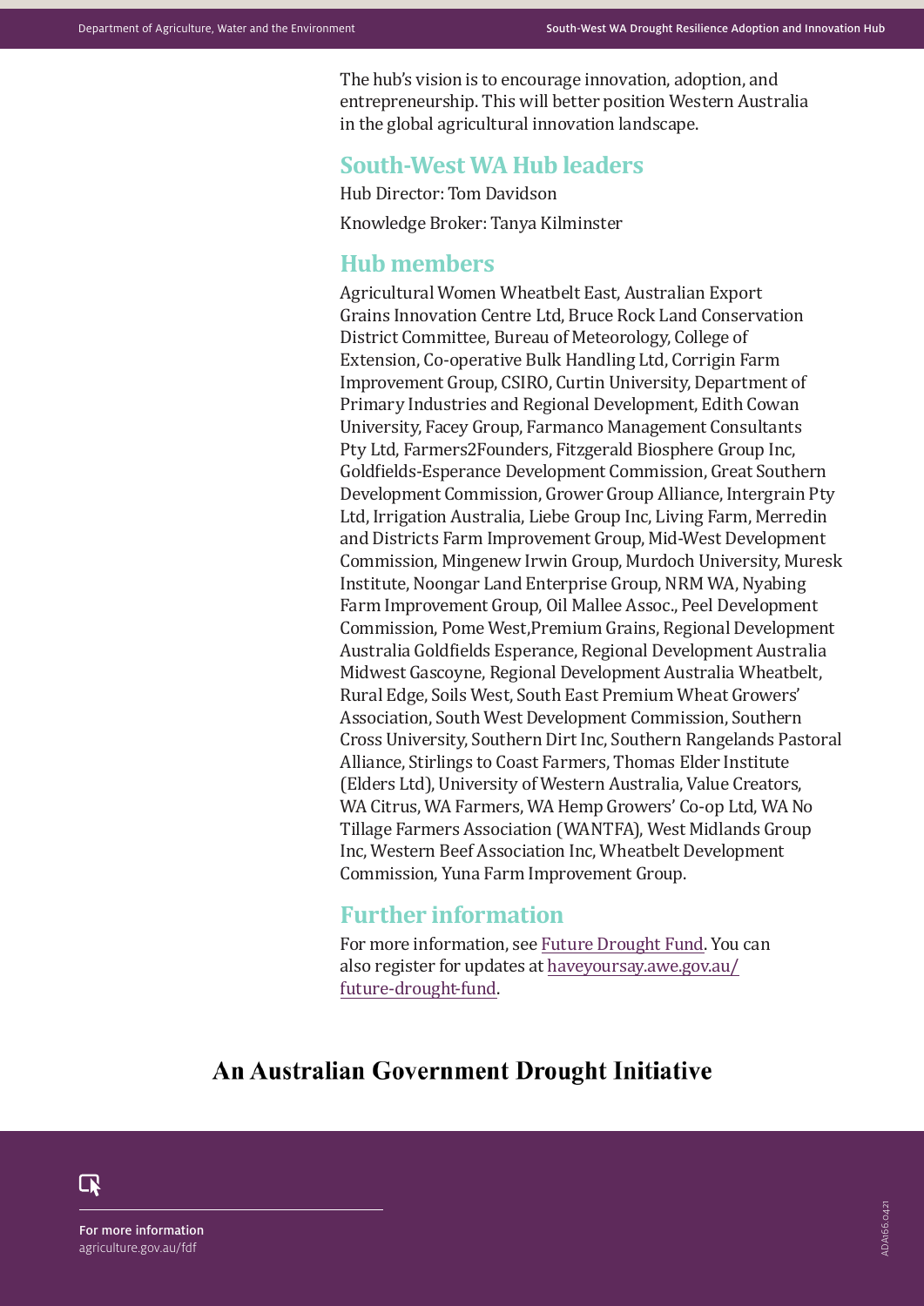The hub's vision is to encourage innovation, adoption, and entrepreneurship. This will better position Western Australia in the global agricultural innovation landscape.

## South-West WA Hub leaders

Hub Director: Tom Davidson

Knowledge Broker: Tanya Kilminster

## Hub members

Agricultural Women Wheatbelt East, Australian Export Grains Innovation Centre Ltd, Bruce Rock Land Conservation District Committee, Bureau of Meteorology, College of Extension, Co-operative Bulk Handling Ltd, Corrigin Farm Improvement Group, CSIRO, Curtin University, Department of Primary Industries and Regional Development, Edith Cowan University, Facey Group, Farmanco Management Consultants Pty Ltd, Farmers2Founders, Fitzgerald Biosphere Group Inc, Goldfields-Esperance Development Commission, Great Southern Development Commission, Grower Group Alliance, Intergrain Pty Ltd, Irrigation Australia, Liebe Group Inc, Living Farm, Merredin and Districts Farm Improvement Group, Mid-West Development Commission, Mingenew Irwin Group, Murdoch University, Muresk Institute, Noongar Land Enterprise Group, NRM WA, Nyabing Farm Improvement Group, Oil Mallee Assoc., Peel Development Commission, Pome West,Premium Grains, Regional Development Australia Goldfields Esperance, Regional Development Australia Midwest Gascoyne, Regional Development Australia Wheatbelt, Rural Edge, Soils West, South East Premium Wheat Growers' Association, South West Development Commission, Southern Cross University, Southern Dirt Inc, Southern Rangelands Pastoral Alliance, Stirlings to Coast Farmers, Thomas Elder Institute (Elders Ltd), University of Western Australia, Value Creators, WA Citrus, WA Farmers, WA Hemp Growers' Co-op Ltd, WA No Tillage Farmers Association (WANTFA), West Midlands Group Inc, Western Beef Association Inc, Wheatbelt Development Commission, Yuna Farm Improvement Group.

## Further information

For more information, see Future Drought Fund. You can also register for updates at haveyoursay.awe.gov.au/future-drought-fund.

**An Australian Government Drought Initiative**

**For more information**
agriculture.gov.au/fdf

ADA166.0421